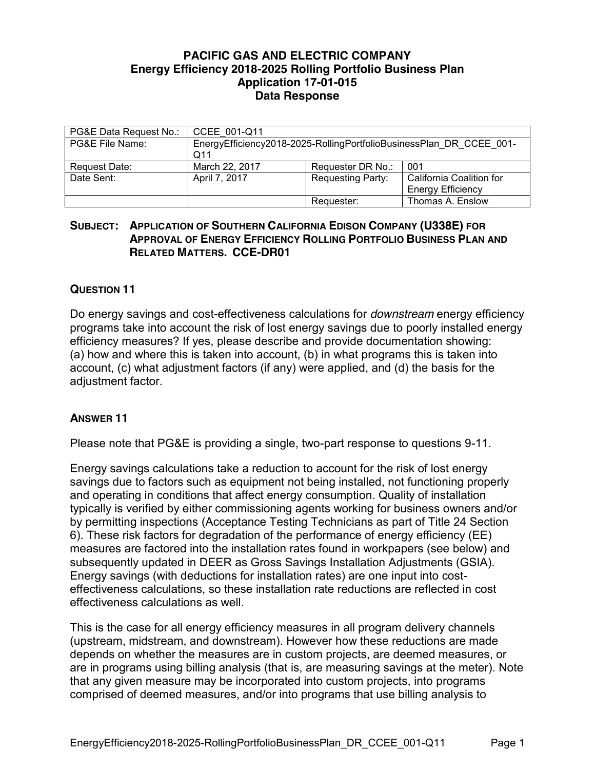# PACIFIC GAS AND ELECTRIC COMPANY
## Energy Efficiency 2018-2025 Rolling Portfolio Business Plan
## Application 17-01-015
## Data Response

| PG&E Data Request No.: | CCEE_001-Q11 | | |
|---|---|---|---|
| PG&E File Name: | EnergyEfficiency2018-2025-RollingPortfolioBusinessPlan_DR_CCEE_001-Q11 | | |
| Request Date: | March 22, 2017 | Requester DR No.: | 001 |
| Date Sent: | April 7, 2017 | Requesting Party: | California Coalition for Energy Efficiency |
| | | Requester: | Thomas A. Enslow |

**SUBJECT: APPLICATION OF SOUTHERN CALIFORNIA EDISON COMPANY (U338E) FOR APPROVAL OF ENERGY EFFICIENCY ROLLING PORTFOLIO BUSINESS PLAN AND RELATED MATTERS. CCE-DR01**

### QUESTION 11

Do energy savings and cost-effectiveness calculations for *downstream* energy efficiency programs take into account the risk of lost energy savings due to poorly installed energy efficiency measures? If yes, please describe and provide documentation showing: (a) how and where this is taken into account, (b) in what programs this is taken into account, (c) what adjustment factors (if any) were applied, and (d) the basis for the adjustment factor.

### ANSWER 11

Please note that PG&E is providing a single, two-part response to questions 9-11.

Energy savings calculations take a reduction to account for the risk of lost energy savings due to factors such as equipment not being installed, not functioning properly and operating in conditions that affect energy consumption. Quality of installation typically is verified by either commissioning agents working for business owners and/or by permitting inspections (Acceptance Testing Technicians as part of Title 24 Section 6). These risk factors for degradation of the performance of energy efficiency (EE) measures are factored into the installation rates found in workpapers (see below) and subsequently updated in DEER as Gross Savings Installation Adjustments (GSIA). Energy savings (with deductions for installation rates) are one input into cost-effectiveness calculations, so these installation rate reductions are reflected in cost effectiveness calculations as well.

This is the case for all energy efficiency measures in all program delivery channels (upstream, midstream, and downstream). However how these reductions are made depends on whether the measures are in custom projects, are deemed measures, or are in programs using billing analysis (that is, are measuring savings at the meter). Note that any given measure may be incorporated into custom projects, into programs comprised of deemed measures, and/or into programs that use billing analysis to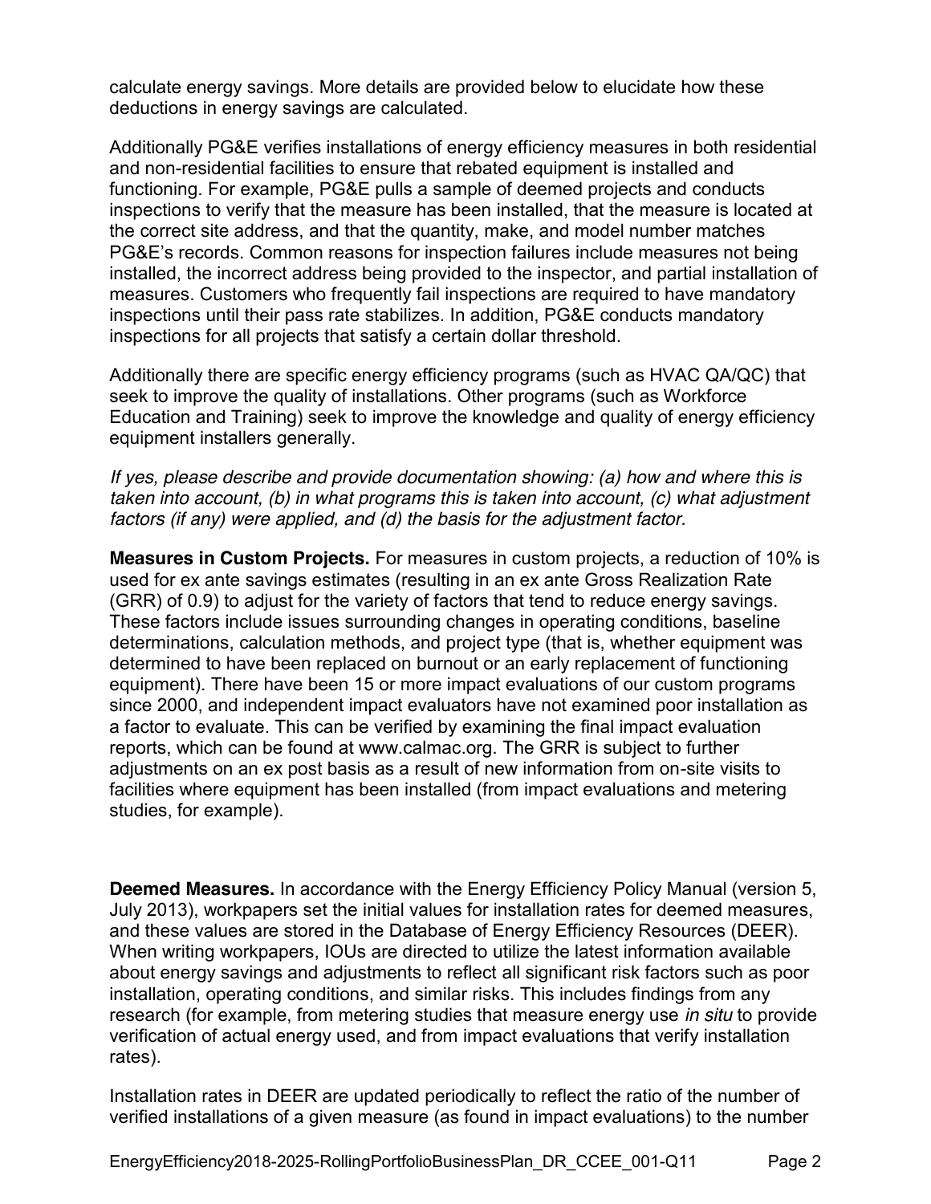calculate energy savings. More details are provided below to elucidate how these deductions in energy savings are calculated.

Additionally PG&E verifies installations of energy efficiency measures in both residential and non-residential facilities to ensure that rebated equipment is installed and functioning. For example, PG&E pulls a sample of deemed projects and conducts inspections to verify that the measure has been installed, that the measure is located at the correct site address, and that the quantity, make, and model number matches PG&E's records. Common reasons for inspection failures include measures not being installed, the incorrect address being provided to the inspector, and partial installation of measures. Customers who frequently fail inspections are required to have mandatory inspections until their pass rate stabilizes. In addition, PG&E conducts mandatory inspections for all projects that satisfy a certain dollar threshold.

Additionally there are specific energy efficiency programs (such as HVAC QA/QC) that seek to improve the quality of installations. Other programs (such as Workforce Education and Training) seek to improve the knowledge and quality of energy efficiency equipment installers generally.

*If yes, please describe and provide documentation showing: (a) how and where this is taken into account, (b) in what programs this is taken into account, (c) what adjustment factors (if any) were applied, and (d) the basis for the adjustment factor.*

**Measures in Custom Projects.** For measures in custom projects, a reduction of 10% is used for ex ante savings estimates (resulting in an ex ante Gross Realization Rate (GRR) of 0.9) to adjust for the variety of factors that tend to reduce energy savings. These factors include issues surrounding changes in operating conditions, baseline determinations, calculation methods, and project type (that is, whether equipment was determined to have been replaced on burnout or an early replacement of functioning equipment). There have been 15 or more impact evaluations of our custom programs since 2000, and independent impact evaluators have not examined poor installation as a factor to evaluate. This can be verified by examining the final impact evaluation reports, which can be found at www.calmac.org. The GRR is subject to further adjustments on an ex post basis as a result of new information from on-site visits to facilities where equipment has been installed (from impact evaluations and metering studies, for example).

**Deemed Measures.** In accordance with the Energy Efficiency Policy Manual (version 5, July 2013), workpapers set the initial values for installation rates for deemed measures, and these values are stored in the Database of Energy Efficiency Resources (DEER). When writing workpapers, IOUs are directed to utilize the latest information available about energy savings and adjustments to reflect all significant risk factors such as poor installation, operating conditions, and similar risks. This includes findings from any research (for example, from metering studies that measure energy use *in situ* to provide verification of actual energy used, and from impact evaluations that verify installation rates).

Installation rates in DEER are updated periodically to reflect the ratio of the number of verified installations of a given measure (as found in impact evaluations) to the number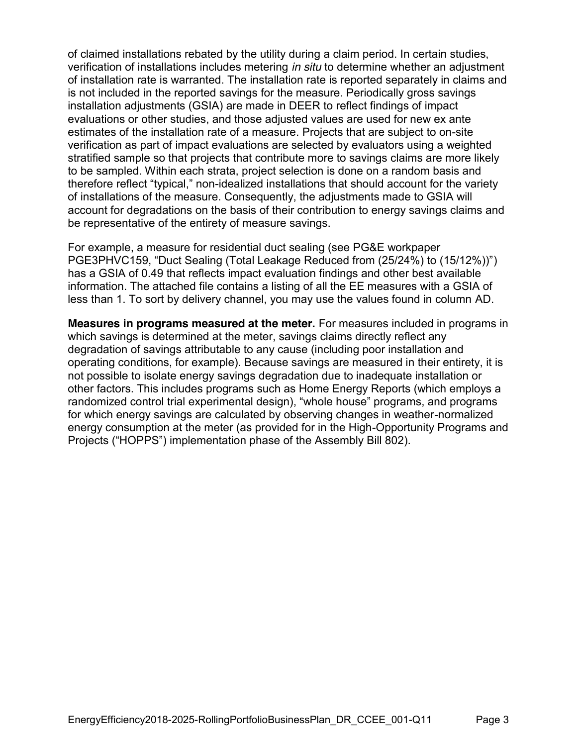of claimed installations rebated by the utility during a claim period. In certain studies, verification of installations includes metering *in situ* to determine whether an adjustment of installation rate is warranted. The installation rate is reported separately in claims and is not included in the reported savings for the measure. Periodically gross savings installation adjustments (GSIA) are made in DEER to reflect findings of impact evaluations or other studies, and those adjusted values are used for new ex ante estimates of the installation rate of a measure. Projects that are subject to on-site verification as part of impact evaluations are selected by evaluators using a weighted stratified sample so that projects that contribute more to savings claims are more likely to be sampled. Within each strata, project selection is done on a random basis and therefore reflect "typical," non-idealized installations that should account for the variety of installations of the measure. Consequently, the adjustments made to GSIA will account for degradations on the basis of their contribution to energy savings claims and be representative of the entirety of measure savings.

For example, a measure for residential duct sealing (see PG&E workpaper PGE3PHVC159, "Duct Sealing (Total Leakage Reduced from (25/24%) to (15/12%))") has a GSIA of 0.49 that reflects impact evaluation findings and other best available information. The attached file contains a listing of all the EE measures with a GSIA of less than 1. To sort by delivery channel, you may use the values found in column AD.

**Measures in programs measured at the meter.** For measures included in programs in which savings is determined at the meter, savings claims directly reflect any degradation of savings attributable to any cause (including poor installation and operating conditions, for example). Because savings are measured in their entirety, it is not possible to isolate energy savings degradation due to inadequate installation or other factors. This includes programs such as Home Energy Reports (which employs a randomized control trial experimental design), "whole house" programs, and programs for which energy savings are calculated by observing changes in weather-normalized energy consumption at the meter (as provided for in the High-Opportunity Programs and Projects ("HOPPS") implementation phase of the Assembly Bill 802).